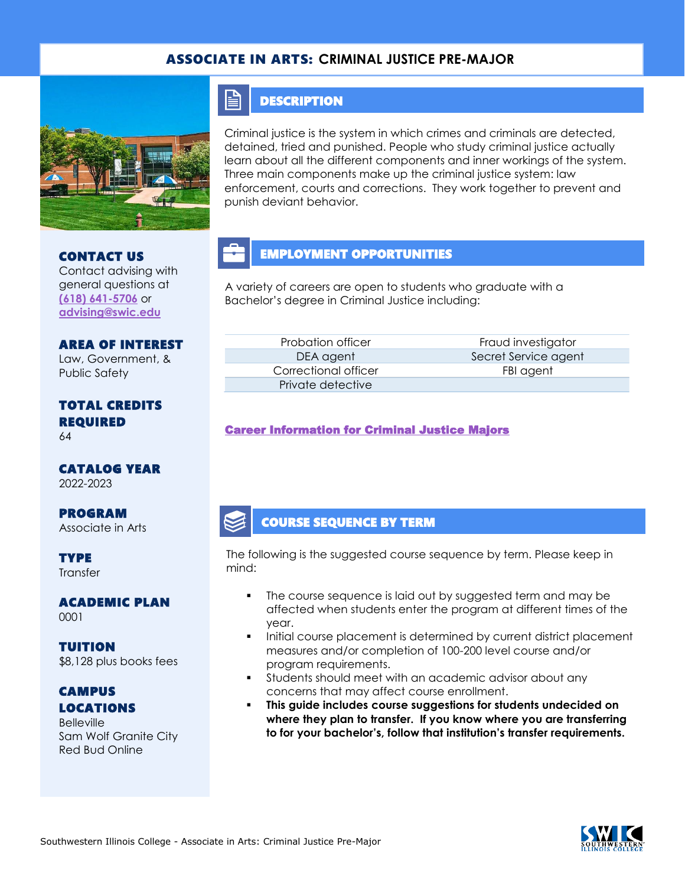# ASSOCIATE IN ARTS: CRIMINAL JUSTICE PRE-MAJOR

## CONTACT US

Contact advising with general questions at (618) 641-5706 or advising@swic.edu

## AREA OF INTEREST

Law, Government, & Public Safety

## TOTAL CREDITS REQUIRED

64

## CATALOG YEAR

2022-2023

## PROGRAM

Associate in Arts

## TYPE

Transfer

## ACADEMIC PLAN

0001

## TUITION

$8,128 plus books fees

## CAMPUS LOCATIONS

Belleville
Sam Wolf Granite City
Red Bud Online

## DESCRIPTION

Criminal justice is the system in which crimes and criminals are detected, detained, tried and punished. People who study criminal justice actually learn about all the different components and inner workings of the system. Three main components make up the criminal justice system: law enforcement, courts and corrections. They work together to prevent and punish deviant behavior.

## EMPLOYMENT OPPORTUNITIES

A variety of careers are open to students who graduate with a Bachelor's degree in Criminal Justice including:

| | |
|---|---|
| Probation officer | Fraud investigator |
| DEA agent | Secret Service agent |
| Correctional officer | FBI agent |
| Private detective | |

**Career Information for Criminal Justice Majors**

## COURSE SEQUENCE BY TERM

The following is the suggested course sequence by term. Please keep in mind:

- The course sequence is laid out by suggested term and may be affected when students enter the program at different times of the year.
- Initial course placement is determined by current district placement measures and/or completion of 100-200 level course and/or program requirements.
- Students should meet with an academic advisor about any concerns that may affect course enrollment.
- **This guide includes course suggestions for students undecided on where they plan to transfer. If you know where you are transferring to for your bachelor's, follow that institution's transfer requirements.**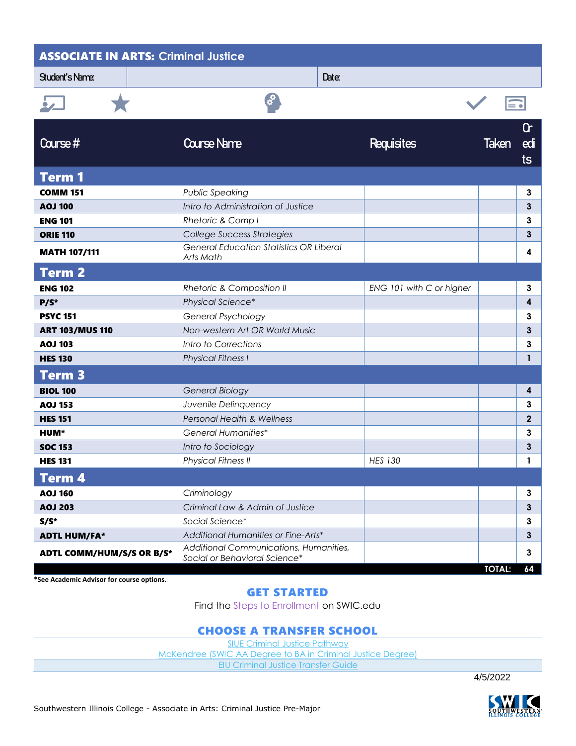## ASSOCIATE IN ARTS: Criminal Justice

| Student's Name: | | Date: | |
|---|---|---|---|

| Course # | Course Name | Requisites | Taken | Credits |
|---|---|---|---|---|
| **Term 1** | | | | |
| **COMM 151** | *Public Speaking* | | | 3 |
| **AOJ 100** | *Intro to Administration of Justice* | | | 3 |
| **ENG 101** | *Rhetoric & Comp I* | | | 3 |
| **ORIE 110** | *College Success Strategies* | | | 3 |
| **MATH 107/111** | *General Education Statistics OR Liberal Arts Math* | | | 4 |
| **Term 2** | | | | |
| **ENG 102** | *Rhetoric & Composition II* | *ENG 101 with C or higher* | | 3 |
| **P/S*** | *Physical Science** | | | 4 |
| **PSYC 151** | *General Psychology* | | | 3 |
| **ART 103/MUS 110** | *Non-western Art OR World Music* | | | 3 |
| **AOJ 103** | *Intro to Corrections* | | | 3 |
| **HES 130** | *Physical Fitness I* | | | 1 |
| **Term 3** | | | | |
| **BIOL 100** | *General Biology* | | | 4 |
| **AOJ 153** | *Juvenile Delinquency* | | | 3 |
| **HES 151** | *Personal Health & Wellness* | | | 2 |
| **HUM*** | *General Humanities** | | | 3 |
| **SOC 153** | *Intro to Sociology* | | | 3 |
| **HES 131** | *Physical Fitness II* | *HES 130* | | 1 |
| **Term 4** | | | | |
| **AOJ 160** | *Criminology* | | | 3 |
| **AOJ 203** | *Criminal Law & Admin of Justice* | | | 3 |
| **S/S*** | *Social Science** | | | 3 |
| **ADTL HUM/FA*** | *Additional Humanities or Fine-Arts** | | | 3 |
| **ADTL COMM/HUM/S/S OR B/S*** | *Additional Communications, Humanities, Social or Behavioral Science** | | | 3 |
| | | | **TOTAL:** | **64** |

***See Academic Advisor for course options.**

### GET STARTED

Find the Steps to Enrollment on SWIC.edu

### CHOOSE A TRANSFER SCHOOL

SIUE Criminal Justice Pathway

McKendree (SWIC AA Degree to BA in Criminal Justice Degree)

EIU Criminal Justice Transfer Guide

4/5/2022

Southwestern Illinois College - Associate in Arts: Criminal Justice Pre-Major